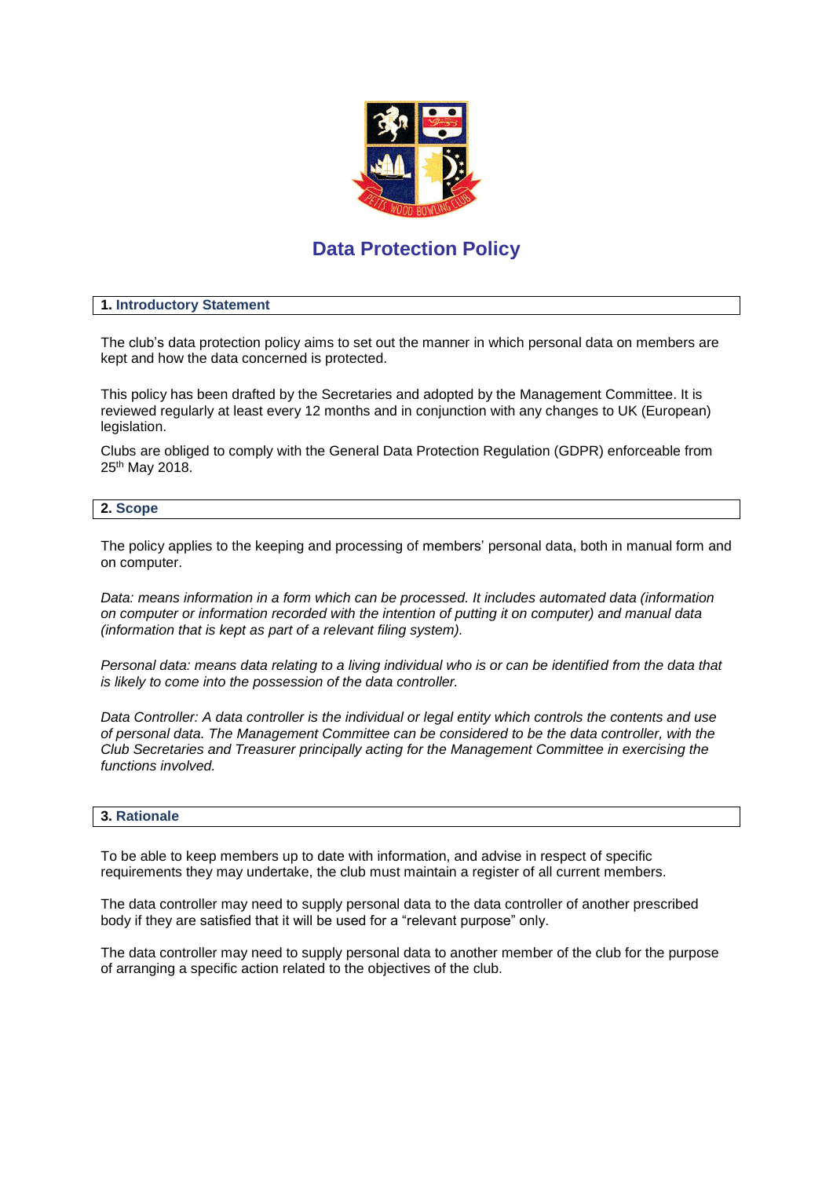# Data Protection Policy

## 1. Introductory Statement

The club's data protection policy aims to set out the manner in which personal data on members are kept and how the data concerned is protected.

This policy has been drafted by the Secretaries and adopted by the Management Committee. It is reviewed regularly at least every 12 months and in conjunction with any changes to UK (European) legislation.

Clubs are obliged to comply with the General Data Protection Regulation (GDPR) enforceable from 25th May 2018.

## 2. Scope

The policy applies to the keeping and processing of members' personal data, both in manual form and on computer.

*Data: means information in a form which can be processed. It includes automated data (information on computer or information recorded with the intention of putting it on computer) and manual data (information that is kept as part of a relevant filing system).*

*Personal data: means data relating to a living individual who is or can be identified from the data that is likely to come into the possession of the data controller.*

*Data Controller: A data controller is the individual or legal entity which controls the contents and use of personal data. The Management Committee can be considered to be the data controller, with the Club Secretaries and Treasurer principally acting for the Management Committee in exercising the functions involved.*

## 3. Rationale

To be able to keep members up to date with information, and advise in respect of specific requirements they may undertake, the club must maintain a register of all current members.

The data controller may need to supply personal data to the data controller of another prescribed body if they are satisfied that it will be used for a "relevant purpose" only.

The data controller may need to supply personal data to another member of the club for the purpose of arranging a specific action related to the objectives of the club.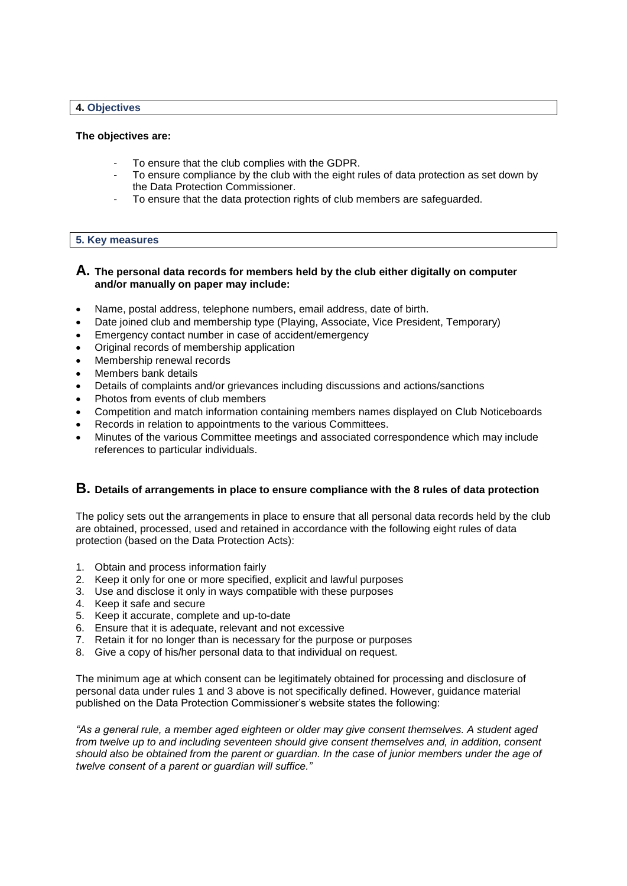## 4. Objectives

**The objectives are:**

- To ensure that the club complies with the GDPR.
- To ensure compliance by the club with the eight rules of data protection as set down by the Data Protection Commissioner.
- To ensure that the data protection rights of club members are safeguarded.

## 5. Key measures

### A. The personal data records for members held by the club either digitally on computer and/or manually on paper may include:

- Name, postal address, telephone numbers, email address, date of birth.
- Date joined club and membership type (Playing, Associate, Vice President, Temporary)
- Emergency contact number in case of accident/emergency
- Original records of membership application
- Membership renewal records
- Members bank details
- Details of complaints and/or grievances including discussions and actions/sanctions
- Photos from events of club members
- Competition and match information containing members names displayed on Club Noticeboards
- Records in relation to appointments to the various Committees.
- Minutes of the various Committee meetings and associated correspondence which may include references to particular individuals.

### B. Details of arrangements in place to ensure compliance with the 8 rules of data protection

The policy sets out the arrangements in place to ensure that all personal data records held by the club are obtained, processed, used and retained in accordance with the following eight rules of data protection (based on the Data Protection Acts):

1. Obtain and process information fairly
2. Keep it only for one or more specified, explicit and lawful purposes
3. Use and disclose it only in ways compatible with these purposes
4. Keep it safe and secure
5. Keep it accurate, complete and up-to-date
6. Ensure that it is adequate, relevant and not excessive
7. Retain it for no longer than is necessary for the purpose or purposes
8. Give a copy of his/her personal data to that individual on request.

The minimum age at which consent can be legitimately obtained for processing and disclosure of personal data under rules 1 and 3 above is not specifically defined. However, guidance material published on the Data Protection Commissioner's website states the following:

*"As a general rule, a member aged eighteen or older may give consent themselves. A student aged from twelve up to and including seventeen should give consent themselves and, in addition, consent should also be obtained from the parent or guardian. In the case of junior members under the age of twelve consent of a parent or guardian will suffice."*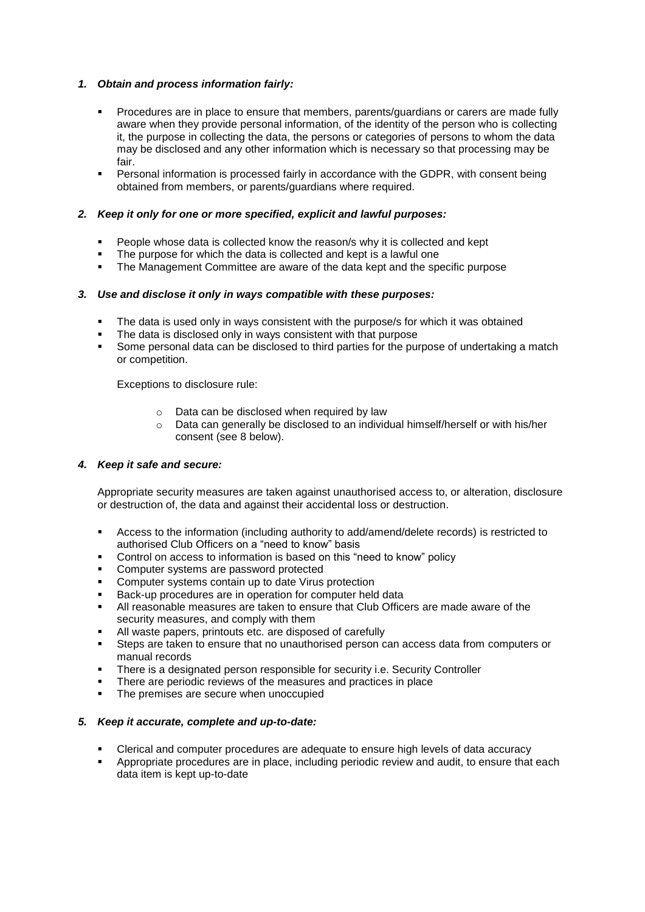1. ***Obtain and process information fairly:***

   - Procedures are in place to ensure that members, parents/guardians or carers are made fully aware when they provide personal information, of the identity of the person who is collecting it, the purpose in collecting the data, the persons or categories of persons to whom the data may be disclosed and any other information which is necessary so that processing may be fair.
   - Personal information is processed fairly in accordance with the GDPR, with consent being obtained from members, or parents/guardians where required.

2. ***Keep it only for one or more specified, explicit and lawful purposes:***

   - People whose data is collected know the reason/s why it is collected and kept
   - The purpose for which the data is collected and kept is a lawful one
   - The Management Committee are aware of the data kept and the specific purpose

3. ***Use and disclose it only in ways compatible with these purposes:***

   - The data is used only in ways consistent with the purpose/s for which it was obtained
   - The data is disclosed only in ways consistent with that purpose
   - Some personal data can be disclosed to third parties for the purpose of undertaking a match or competition.

   Exceptions to disclosure rule:

     - Data can be disclosed when required by law
     - Data can generally be disclosed to an individual himself/herself or with his/her consent (see 8 below).

4. ***Keep it safe and secure:***

   Appropriate security measures are taken against unauthorised access to, or alteration, disclosure or destruction of, the data and against their accidental loss or destruction.

   - Access to the information (including authority to add/amend/delete records) is restricted to authorised Club Officers on a "need to know" basis
   - Control on access to information is based on this "need to know" policy
   - Computer systems are password protected
   - Computer systems contain up to date Virus protection
   - Back-up procedures are in operation for computer held data
   - All reasonable measures are taken to ensure that Club Officers are made aware of the security measures, and comply with them
   - All waste papers, printouts etc. are disposed of carefully
   - Steps are taken to ensure that no unauthorised person can access data from computers or manual records
   - There is a designated person responsible for security i.e. Security Controller
   - There are periodic reviews of the measures and practices in place
   - The premises are secure when unoccupied

5. ***Keep it accurate, complete and up-to-date:***

   - Clerical and computer procedures are adequate to ensure high levels of data accuracy
   - Appropriate procedures are in place, including periodic review and audit, to ensure that each data item is kept up-to-date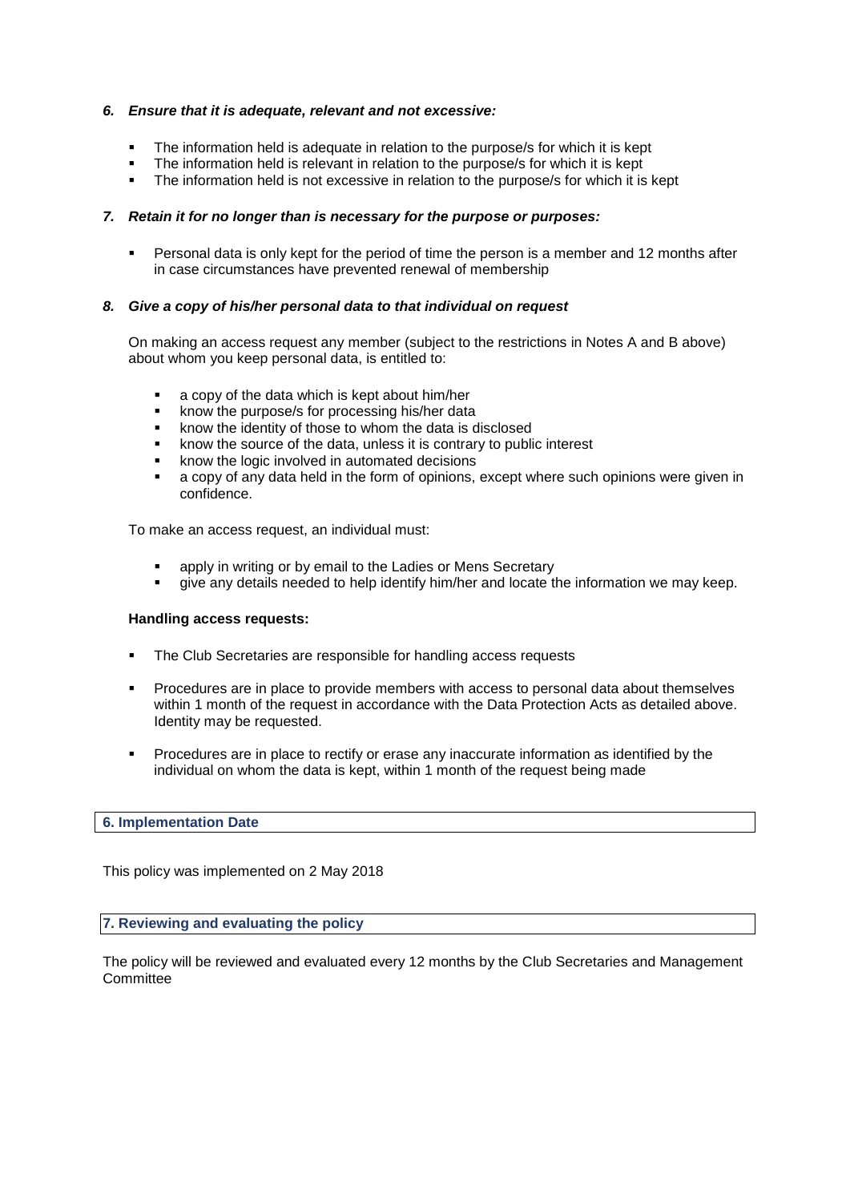### *6. Ensure that it is adequate, relevant and not excessive:*

- The information held is adequate in relation to the purpose/s for which it is kept
- The information held is relevant in relation to the purpose/s for which it is kept
- The information held is not excessive in relation to the purpose/s for which it is kept

### *7. Retain it for no longer than is necessary for the purpose or purposes:*

- Personal data is only kept for the period of time the person is a member and 12 months after in case circumstances have prevented renewal of membership

### *8. Give a copy of his/her personal data to that individual on request*

On making an access request any member (subject to the restrictions in Notes A and B above) about whom you keep personal data, is entitled to:

- a copy of the data which is kept about him/her
- know the purpose/s for processing his/her data
- know the identity of those to whom the data is disclosed
- know the source of the data, unless it is contrary to public interest
- know the logic involved in automated decisions
- a copy of any data held in the form of opinions, except where such opinions were given in confidence.

To make an access request, an individual must:

- apply in writing or by email to the Ladies or Mens Secretary
- give any details needed to help identify him/her and locate the information we may keep.

**Handling access requests:**

- The Club Secretaries are responsible for handling access requests
- Procedures are in place to provide members with access to personal data about themselves within 1 month of the request in accordance with the Data Protection Acts as detailed above. Identity may be requested.
- Procedures are in place to rectify or erase any inaccurate information as identified by the individual on whom the data is kept, within 1 month of the request being made

## 6. Implementation Date

This policy was implemented on 2 May 2018

## 7. Reviewing and evaluating the policy

The policy will be reviewed and evaluated every 12 months by the Club Secretaries and Management Committee